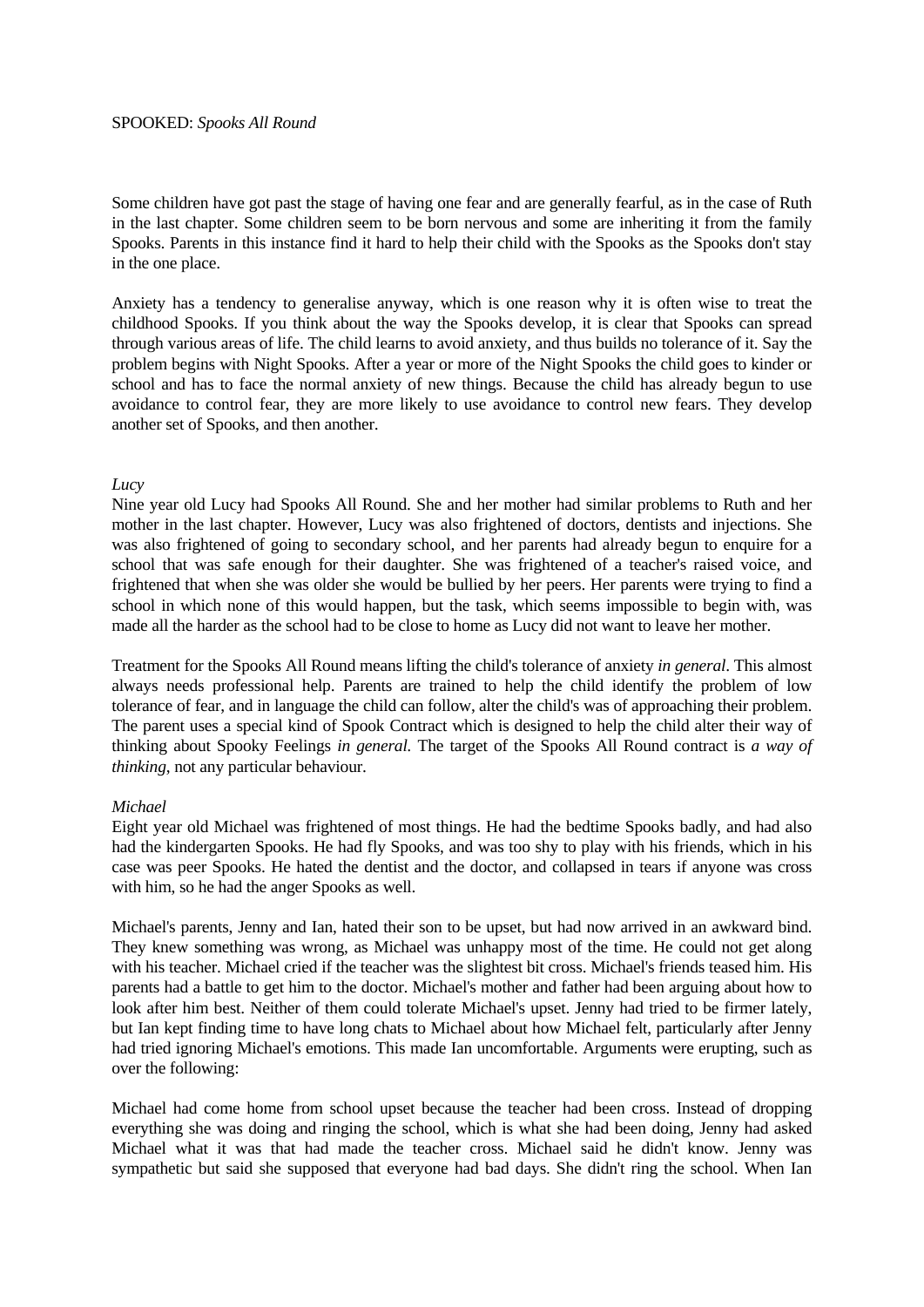SPOOKED: *Spooks All Round*

Some children have got past the stage of having one fear and are generally fearful, as in the case of Ruth in the last chapter. Some children seem to be born nervous and some are inheriting it from the family Spooks. Parents in this instance find it hard to help their child with the Spooks as the Spooks don't stay in the one place.

Anxiety has a tendency to generalise anyway, which is one reason why it is often wise to treat the childhood Spooks. If you think about the way the Spooks develop, it is clear that Spooks can spread through various areas of life. The child learns to avoid anxiety, and thus builds no tolerance of it. Say the problem begins with Night Spooks. After a year or more of the Night Spooks the child goes to kinder or school and has to face the normal anxiety of new things. Because the child has already begun to use avoidance to control fear, they are more likely to use avoidance to control new fears. They develop another set of Spooks, and then another.

*Lucy*

Nine year old Lucy had Spooks All Round. She and her mother had similar problems to Ruth and her mother in the last chapter. However, Lucy was also frightened of doctors, dentists and injections. She was also frightened of going to secondary school, and her parents had already begun to enquire for a school that was safe enough for their daughter. She was frightened of a teacher's raised voice, and frightened that when she was older she would be bullied by her peers. Her parents were trying to find a school in which none of this would happen, but the task, which seems impossible to begin with, was made all the harder as the school had to be close to home as Lucy did not want to leave her mother.

Treatment for the Spooks All Round means lifting the child's tolerance of anxiety *in general*. This almost always needs professional help. Parents are trained to help the child identify the problem of low tolerance of fear, and in language the child can follow, alter the child's was of approaching their problem. The parent uses a special kind of Spook Contract which is designed to help the child alter their way of thinking about Spooky Feelings *in general.* The target of the Spooks All Round contract is *a way of thinking*, not any particular behaviour.

*Michael*

Eight year old Michael was frightened of most things. He had the bedtime Spooks badly, and had also had the kindergarten Spooks. He had fly Spooks, and was too shy to play with his friends, which in his case was peer Spooks. He hated the dentist and the doctor, and collapsed in tears if anyone was cross with him, so he had the anger Spooks as well.

Michael's parents, Jenny and Ian, hated their son to be upset, but had now arrived in an awkward bind. They knew something was wrong, as Michael was unhappy most of the time. He could not get along with his teacher. Michael cried if the teacher was the slightest bit cross. Michael's friends teased him. His parents had a battle to get him to the doctor. Michael's mother and father had been arguing about how to look after him best. Neither of them could tolerate Michael's upset. Jenny had tried to be firmer lately, but Ian kept finding time to have long chats to Michael about how Michael felt, particularly after Jenny had tried ignoring Michael's emotions. This made Ian uncomfortable. Arguments were erupting, such as over the following:

Michael had come home from school upset because the teacher had been cross. Instead of dropping everything she was doing and ringing the school, which is what she had been doing, Jenny had asked Michael what it was that had made the teacher cross. Michael said he didn't know. Jenny was sympathetic but said she supposed that everyone had bad days. She didn't ring the school. When Ian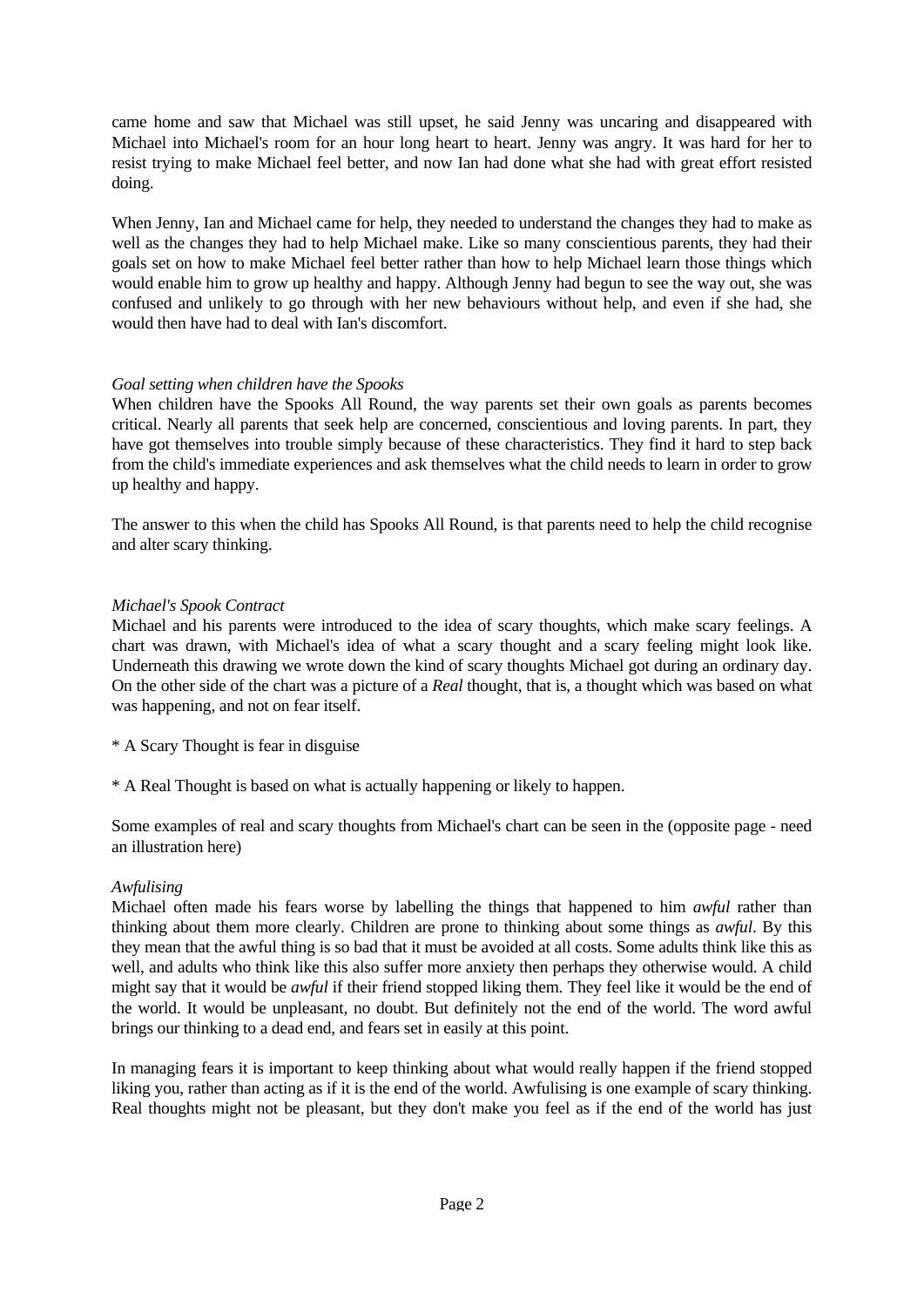came home and saw that Michael was still upset, he said Jenny was uncaring and disappeared with Michael into Michael's room for an hour long heart to heart. Jenny was angry. It was hard for her to resist trying to make Michael feel better, and now Ian had done what she had with great effort resisted doing.

When Jenny, Ian and Michael came for help, they needed to understand the changes they had to make as well as the changes they had to help Michael make. Like so many conscientious parents, they had their goals set on how to make Michael feel better rather than how to help Michael learn those things which would enable him to grow up healthy and happy. Although Jenny had begun to see the way out, she was confused and unlikely to go through with her new behaviours without help, and even if she had, she would then have had to deal with Ian's discomfort.

*Goal setting when children have the Spooks*

When children have the Spooks All Round, the way parents set their own goals as parents becomes critical. Nearly all parents that seek help are concerned, conscientious and loving parents. In part, they have got themselves into trouble simply because of these characteristics. They find it hard to step back from the child's immediate experiences and ask themselves what the child needs to learn in order to grow up healthy and happy.

The answer to this when the child has Spooks All Round, is that parents need to help the child recognise and alter scary thinking.

*Michael's Spook Contract*

Michael and his parents were introduced to the idea of scary thoughts, which make scary feelings. A chart was drawn, with Michael's idea of what a scary thought and a scary feeling might look like. Underneath this drawing we wrote down the kind of scary thoughts Michael got during an ordinary day. On the other side of the chart was a picture of a *Real* thought, that is, a thought which was based on what was happening, and not on fear itself.

* A Scary Thought is fear in disguise

* A Real Thought is based on what is actually happening or likely to happen.

Some examples of real and scary thoughts from Michael's chart can be seen in the (opposite page - need an illustration here)

*Awfulising*

Michael often made his fears worse by labelling the things that happened to him *awful* rather than thinking about them more clearly. Children are prone to thinking about some things as *awful*. By this they mean that the awful thing is so bad that it must be avoided at all costs. Some adults think like this as well, and adults who think like this also suffer more anxiety then perhaps they otherwise would. A child might say that it would be *awful* if their friend stopped liking them. They feel like it would be the end of the world. It would be unpleasant, no doubt. But definitely not the end of the world. The word awful brings our thinking to a dead end, and fears set in easily at this point.

In managing fears it is important to keep thinking about what would really happen if the friend stopped liking you, rather than acting as if it is the end of the world. Awfulising is one example of scary thinking. Real thoughts might not be pleasant, but they don't make you feel as if the end of the world has just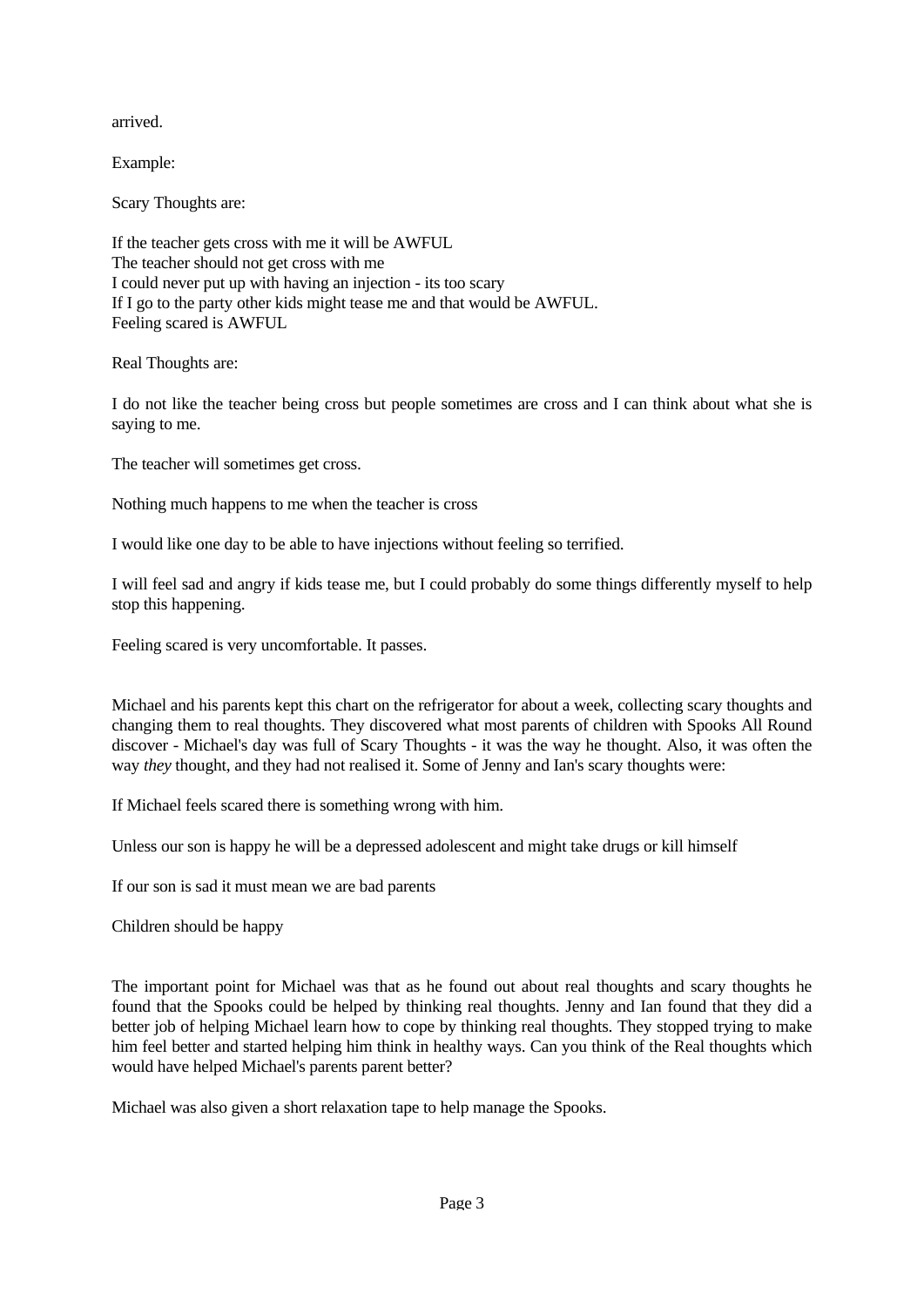arrived.

Example:

Scary Thoughts are:

If the teacher gets cross with me it will be AWFUL
The teacher should not get cross with me
I could never put up with having an injection - its too scary
If I go to the party other kids might tease me and that would be AWFUL.
Feeling scared is AWFUL

Real Thoughts are:

I do not like the teacher being cross but people sometimes are cross and I can think about what she is saying to me.

The teacher will sometimes get cross.

Nothing much happens to me when the teacher is cross

I would like one day to be able to have injections without feeling so terrified.

I will feel sad and angry if kids tease me, but I could probably do some things differently myself to help stop this happening.

Feeling scared is very uncomfortable. It passes.

Michael and his parents kept this chart on the refrigerator for about a week, collecting scary thoughts and changing them to real thoughts. They discovered what most parents of children with Spooks All Round discover - Michael's day was full of Scary Thoughts - it was the way he thought. Also, it was often the way *they* thought, and they had not realised it. Some of Jenny and Ian's scary thoughts were:

If Michael feels scared there is something wrong with him.

Unless our son is happy he will be a depressed adolescent and might take drugs or kill himself

If our son is sad it must mean we are bad parents

Children should be happy

The important point for Michael was that as he found out about real thoughts and scary thoughts he found that the Spooks could be helped by thinking real thoughts. Jenny and Ian found that they did a better job of helping Michael learn how to cope by thinking real thoughts. They stopped trying to make him feel better and started helping him think in healthy ways. Can you think of the Real thoughts which would have helped Michael's parents parent better?

Michael was also given a short relaxation tape to help manage the Spooks.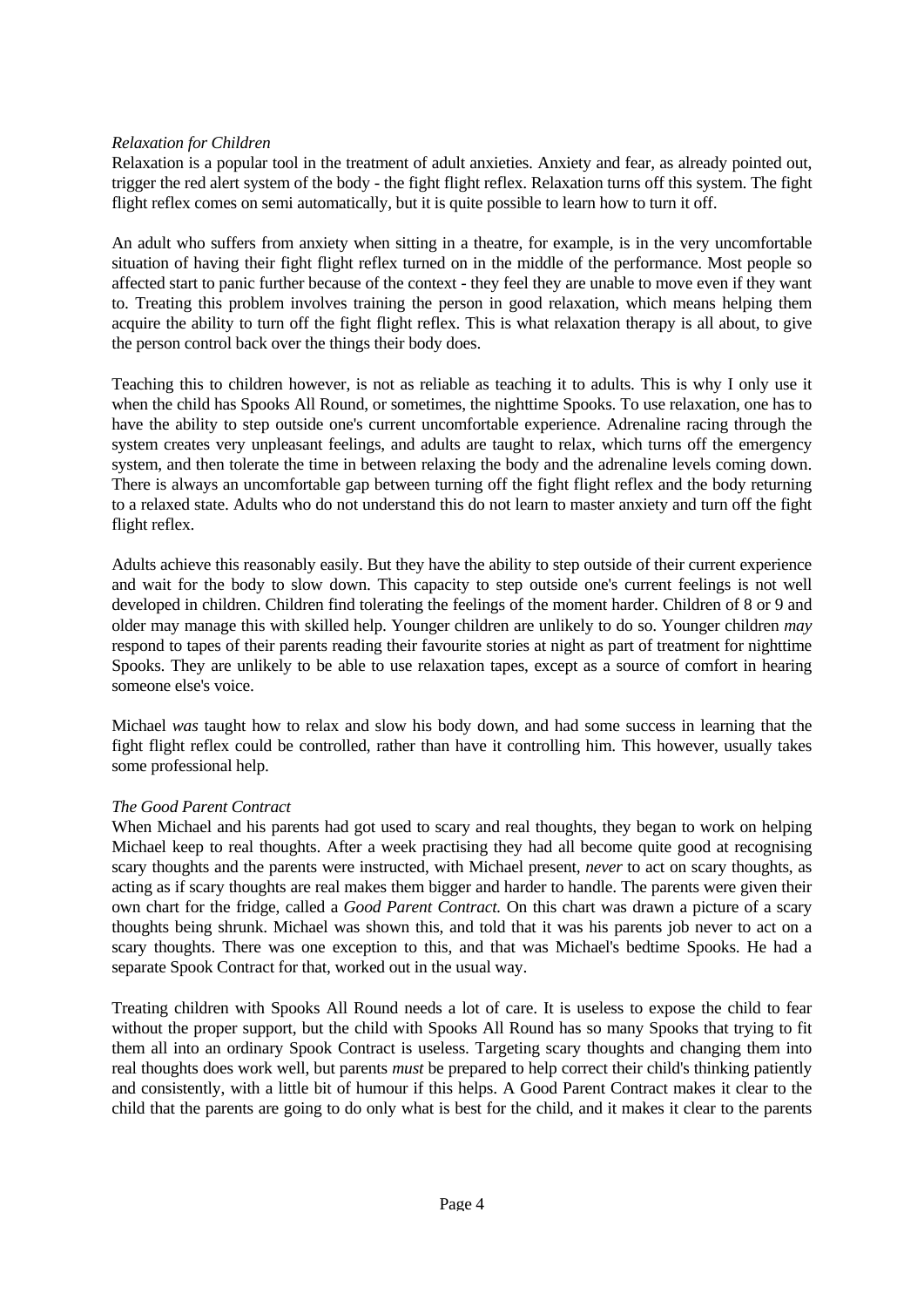*Relaxation for Children*

Relaxation is a popular tool in the treatment of adult anxieties. Anxiety and fear, as already pointed out, trigger the red alert system of the body - the fight flight reflex. Relaxation turns off this system. The fight flight reflex comes on semi automatically, but it is quite possible to learn how to turn it off.

An adult who suffers from anxiety when sitting in a theatre, for example, is in the very uncomfortable situation of having their fight flight reflex turned on in the middle of the performance. Most people so affected start to panic further because of the context - they feel they are unable to move even if they want to. Treating this problem involves training the person in good relaxation, which means helping them acquire the ability to turn off the fight flight reflex. This is what relaxation therapy is all about, to give the person control back over the things their body does.

Teaching this to children however, is not as reliable as teaching it to adults. This is why I only use it when the child has Spooks All Round, or sometimes, the nighttime Spooks. To use relaxation, one has to have the ability to step outside one's current uncomfortable experience. Adrenaline racing through the system creates very unpleasant feelings, and adults are taught to relax, which turns off the emergency system, and then tolerate the time in between relaxing the body and the adrenaline levels coming down. There is always an uncomfortable gap between turning off the fight flight reflex and the body returning to a relaxed state. Adults who do not understand this do not learn to master anxiety and turn off the fight flight reflex.

Adults achieve this reasonably easily. But they have the ability to step outside of their current experience and wait for the body to slow down. This capacity to step outside one's current feelings is not well developed in children. Children find tolerating the feelings of the moment harder. Children of 8 or 9 and older may manage this with skilled help. Younger children are unlikely to do so. Younger children *may* respond to tapes of their parents reading their favourite stories at night as part of treatment for nighttime Spooks. They are unlikely to be able to use relaxation tapes, except as a source of comfort in hearing someone else's voice.

Michael *was* taught how to relax and slow his body down, and had some success in learning that the fight flight reflex could be controlled, rather than have it controlling him. This however, usually takes some professional help.

*The Good Parent Contract*

When Michael and his parents had got used to scary and real thoughts, they began to work on helping Michael keep to real thoughts. After a week practising they had all become quite good at recognising scary thoughts and the parents were instructed, with Michael present, *never* to act on scary thoughts, as acting as if scary thoughts are real makes them bigger and harder to handle. The parents were given their own chart for the fridge, called a *Good Parent Contract.* On this chart was drawn a picture of a scary thoughts being shrunk. Michael was shown this, and told that it was his parents job never to act on a scary thoughts. There was one exception to this, and that was Michael's bedtime Spooks. He had a separate Spook Contract for that, worked out in the usual way.

Treating children with Spooks All Round needs a lot of care. It is useless to expose the child to fear without the proper support, but the child with Spooks All Round has so many Spooks that trying to fit them all into an ordinary Spook Contract is useless. Targeting scary thoughts and changing them into real thoughts does work well, but parents *must* be prepared to help correct their child's thinking patiently and consistently, with a little bit of humour if this helps. A Good Parent Contract makes it clear to the child that the parents are going to do only what is best for the child, and it makes it clear to the parents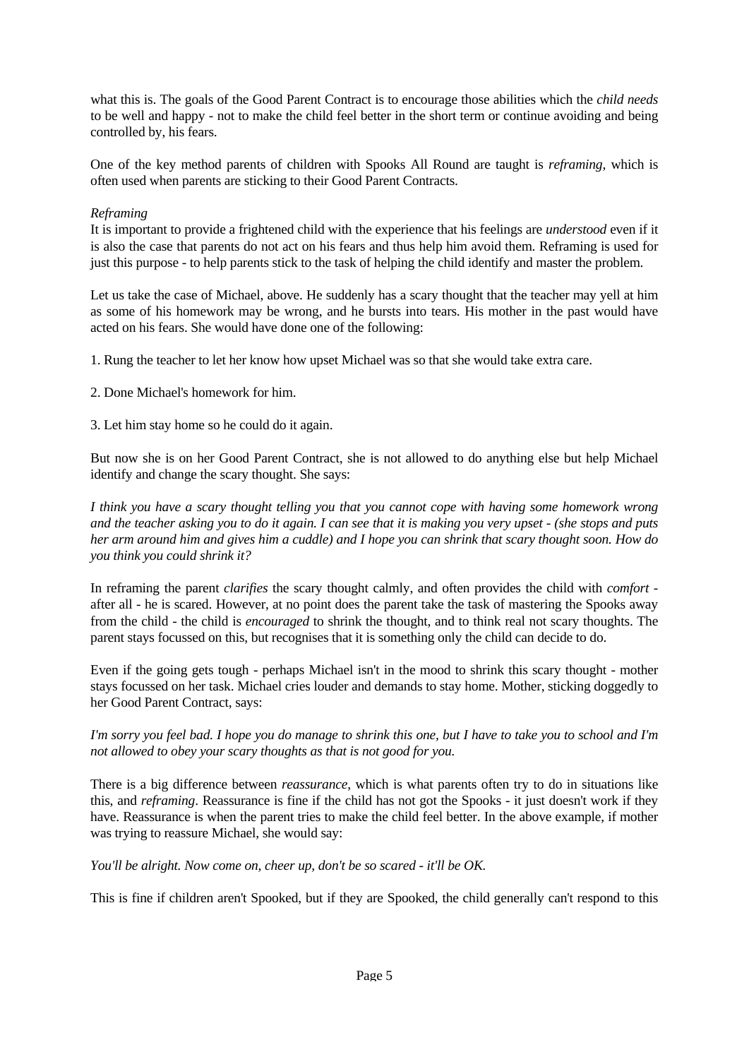what this is. The goals of the Good Parent Contract is to encourage those abilities which the *child needs* to be well and happy - not to make the child feel better in the short term or continue avoiding and being controlled by, his fears.

One of the key method parents of children with Spooks All Round are taught is *reframing*, which is often used when parents are sticking to their Good Parent Contracts.

*Reframing*

It is important to provide a frightened child with the experience that his feelings are *understood* even if it is also the case that parents do not act on his fears and thus help him avoid them. Reframing is used for just this purpose - to help parents stick to the task of helping the child identify and master the problem.

Let us take the case of Michael, above. He suddenly has a scary thought that the teacher may yell at him as some of his homework may be wrong, and he bursts into tears. His mother in the past would have acted on his fears. She would have done one of the following:

1. Rung the teacher to let her know how upset Michael was so that she would take extra care.

2. Done Michael's homework for him.

3. Let him stay home so he could do it again.

But now she is on her Good Parent Contract, she is not allowed to do anything else but help Michael identify and change the scary thought. She says:

*I think you have a scary thought telling you that you cannot cope with having some homework wrong and the teacher asking you to do it again. I can see that it is making you very upset - (she stops and puts her arm around him and gives him a cuddle) and I hope you can shrink that scary thought soon. How do you think you could shrink it?*

In reframing the parent *clarifies* the scary thought calmly, and often provides the child with *comfort* - after all - he is scared. However, at no point does the parent take the task of mastering the Spooks away from the child - the child is *encouraged* to shrink the thought, and to think real not scary thoughts. The parent stays focussed on this, but recognises that it is something only the child can decide to do.

Even if the going gets tough - perhaps Michael isn't in the mood to shrink this scary thought - mother stays focussed on her task. Michael cries louder and demands to stay home. Mother, sticking doggedly to her Good Parent Contract, says:

*I'm sorry you feel bad. I hope you do manage to shrink this one, but I have to take you to school and I'm not allowed to obey your scary thoughts as that is not good for you.*

There is a big difference between *reassurance*, which is what parents often try to do in situations like this, and *reframing*. Reassurance is fine if the child has not got the Spooks - it just doesn't work if they have. Reassurance is when the parent tries to make the child feel better. In the above example, if mother was trying to reassure Michael, she would say:

*You'll be alright. Now come on, cheer up, don't be so scared - it'll be OK.*

This is fine if children aren't Spooked, but if they are Spooked, the child generally can't respond to this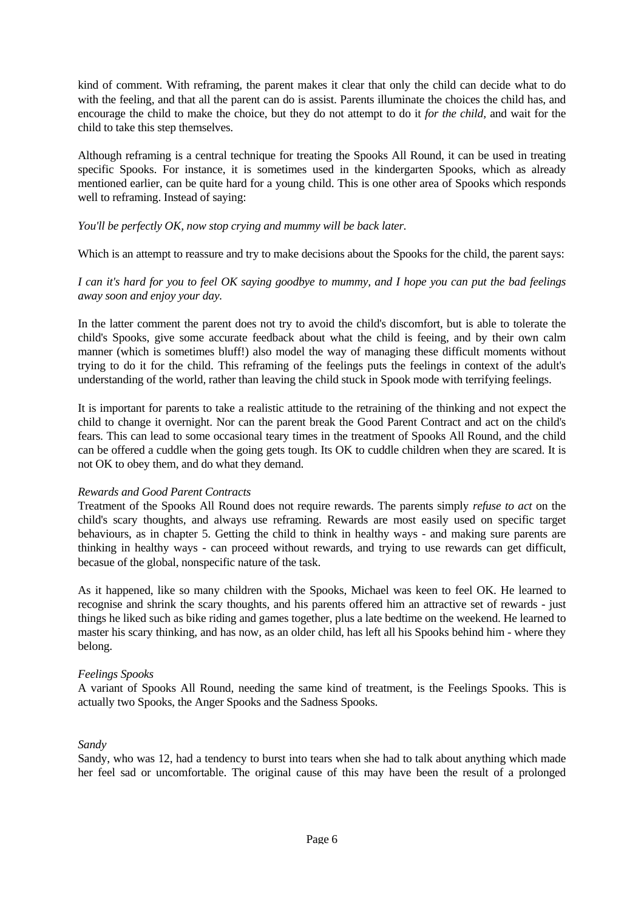kind of comment. With reframing, the parent makes it clear that only the child can decide what to do with the feeling, and that all the parent can do is assist. Parents illuminate the choices the child has, and encourage the child to make the choice, but they do not attempt to do it *for the child,* and wait for the child to take this step themselves.

Although reframing is a central technique for treating the Spooks All Round, it can be used in treating specific Spooks. For instance, it is sometimes used in the kindergarten Spooks, which as already mentioned earlier, can be quite hard for a young child. This is one other area of Spooks which responds well to reframing. Instead of saying:

*You'll be perfectly OK, now stop crying and mummy will be back later.*

Which is an attempt to reassure and try to make decisions about the Spooks for the child, the parent says:

*I can it's hard for you to feel OK saying goodbye to mummy, and I hope you can put the bad feelings away soon and enjoy your day.*

In the latter comment the parent does not try to avoid the child's discomfort, but is able to tolerate the child's Spooks, give some accurate feedback about what the child is feeing, and by their own calm manner (which is sometimes bluff!) also model the way of managing these difficult moments without trying to do it for the child. This reframing of the feelings puts the feelings in context of the adult's understanding of the world, rather than leaving the child stuck in Spook mode with terrifying feelings.

It is important for parents to take a realistic attitude to the retraining of the thinking and not expect the child to change it overnight. Nor can the parent break the Good Parent Contract and act on the child's fears. This can lead to some occasional teary times in the treatment of Spooks All Round, and the child can be offered a cuddle when the going gets tough. Its OK to cuddle children when they are scared. It is not OK to obey them, and do what they demand.

*Rewards and Good Parent Contracts*

Treatment of the Spooks All Round does not require rewards. The parents simply *refuse to act* on the child's scary thoughts, and always use reframing. Rewards are most easily used on specific target behaviours, as in chapter 5. Getting the child to think in healthy ways - and making sure parents are thinking in healthy ways - can proceed without rewards, and trying to use rewards can get difficult, becasue of the global, nonspecific nature of the task.

As it happened, like so many children with the Spooks, Michael was keen to feel OK. He learned to recognise and shrink the scary thoughts, and his parents offered him an attractive set of rewards - just things he liked such as bike riding and games together, plus a late bedtime on the weekend. He learned to master his scary thinking, and has now, as an older child, has left all his Spooks behind him - where they belong.

*Feelings Spooks*

A variant of Spooks All Round, needing the same kind of treatment, is the Feelings Spooks. This is actually two Spooks, the Anger Spooks and the Sadness Spooks.

*Sandy*

Sandy, who was 12, had a tendency to burst into tears when she had to talk about anything which made her feel sad or uncomfortable. The original cause of this may have been the result of a prolonged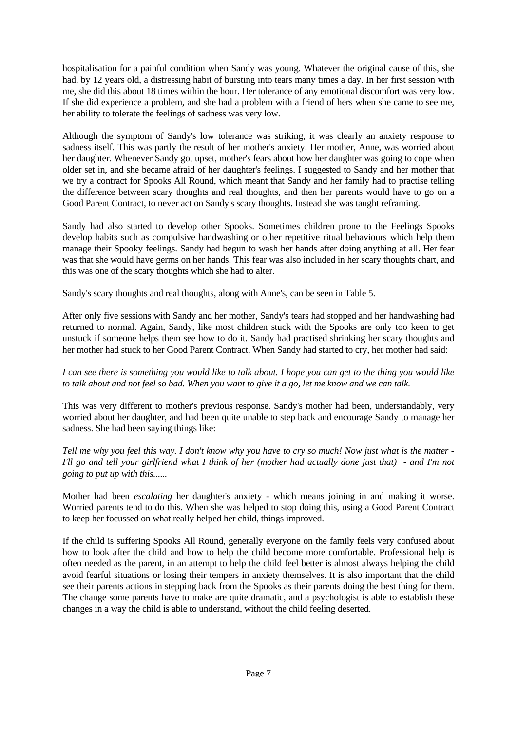hospitalisation for a painful condition when Sandy was young. Whatever the original cause of this, she had, by 12 years old, a distressing habit of bursting into tears many times a day. In her first session with me, she did this about 18 times within the hour. Her tolerance of any emotional discomfort was very low. If she did experience a problem, and she had a problem with a friend of hers when she came to see me, her ability to tolerate the feelings of sadness was very low.

Although the symptom of Sandy's low tolerance was striking, it was clearly an anxiety response to sadness itself. This was partly the result of her mother's anxiety. Her mother, Anne, was worried about her daughter. Whenever Sandy got upset, mother's fears about how her daughter was going to cope when older set in, and she became afraid of her daughter's feelings. I suggested to Sandy and her mother that we try a contract for Spooks All Round, which meant that Sandy and her family had to practise telling the difference between scary thoughts and real thoughts, and then her parents would have to go on a Good Parent Contract, to never act on Sandy's scary thoughts. Instead she was taught reframing.

Sandy had also started to develop other Spooks. Sometimes children prone to the Feelings Spooks develop habits such as compulsive handwashing or other repetitive ritual behaviours which help them manage their Spooky feelings. Sandy had begun to wash her hands after doing anything at all. Her fear was that she would have germs on her hands. This fear was also included in her scary thoughts chart, and this was one of the scary thoughts which she had to alter.

Sandy's scary thoughts and real thoughts, along with Anne's, can be seen in Table 5.

After only five sessions with Sandy and her mother, Sandy's tears had stopped and her handwashing had returned to normal. Again, Sandy, like most children stuck with the Spooks are only too keen to get unstuck if someone helps them see how to do it. Sandy had practised shrinking her scary thoughts and her mother had stuck to her Good Parent Contract. When Sandy had started to cry, her mother had said:

*I can see there is something you would like to talk about. I hope you can get to the thing you would like to talk about and not feel so bad. When you want to give it a go, let me know and we can talk.*

This was very different to mother's previous response. Sandy's mother had been, understandably, very worried about her daughter, and had been quite unable to step back and encourage Sandy to manage her sadness. She had been saying things like:

*Tell me why you feel this way. I don't know why you have to cry so much! Now just what is the matter - I'll go and tell your girlfriend what I think of her (mother had actually done just that) - and I'm not going to put up with this......*

Mother had been *escalating* her daughter's anxiety - which means joining in and making it worse. Worried parents tend to do this. When she was helped to stop doing this, using a Good Parent Contract to keep her focussed on what really helped her child, things improved.

If the child is suffering Spooks All Round, generally everyone on the family feels very confused about how to look after the child and how to help the child become more comfortable. Professional help is often needed as the parent, in an attempt to help the child feel better is almost always helping the child avoid fearful situations or losing their tempers in anxiety themselves. It is also important that the child see their parents actions in stepping back from the Spooks as their parents doing the best thing for them. The change some parents have to make are quite dramatic, and a psychologist is able to establish these changes in a way the child is able to understand, without the child feeling deserted.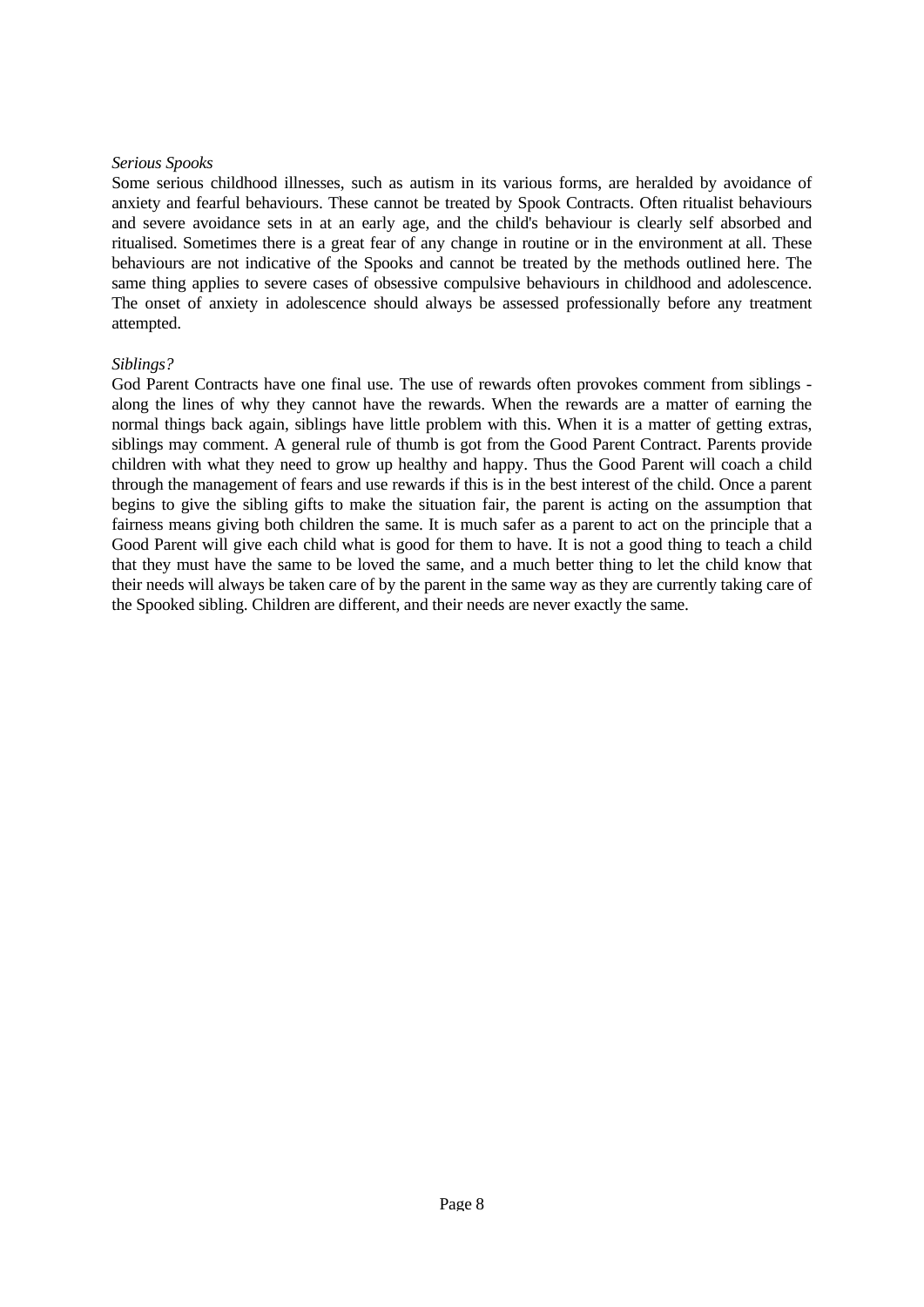*Serious Spooks*

Some serious childhood illnesses, such as autism in its various forms, are heralded by avoidance of anxiety and fearful behaviours. These cannot be treated by Spook Contracts. Often ritualist behaviours and severe avoidance sets in at an early age, and the child's behaviour is clearly self absorbed and ritualised. Sometimes there is a great fear of any change in routine or in the environment at all. These behaviours are not indicative of the Spooks and cannot be treated by the methods outlined here. The same thing applies to severe cases of obsessive compulsive behaviours in childhood and adolescence. The onset of anxiety in adolescence should always be assessed professionally before any treatment attempted.

*Siblings?*

God Parent Contracts have one final use. The use of rewards often provokes comment from siblings - along the lines of why they cannot have the rewards. When the rewards are a matter of earning the normal things back again, siblings have little problem with this. When it is a matter of getting extras, siblings may comment. A general rule of thumb is got from the Good Parent Contract. Parents provide children with what they need to grow up healthy and happy. Thus the Good Parent will coach a child through the management of fears and use rewards if this is in the best interest of the child. Once a parent begins to give the sibling gifts to make the situation fair, the parent is acting on the assumption that fairness means giving both children the same. It is much safer as a parent to act on the principle that a Good Parent will give each child what is good for them to have. It is not a good thing to teach a child that they must have the same to be loved the same, and a much better thing to let the child know that their needs will always be taken care of by the parent in the same way as they are currently taking care of the Spooked sibling. Children are different, and their needs are never exactly the same.